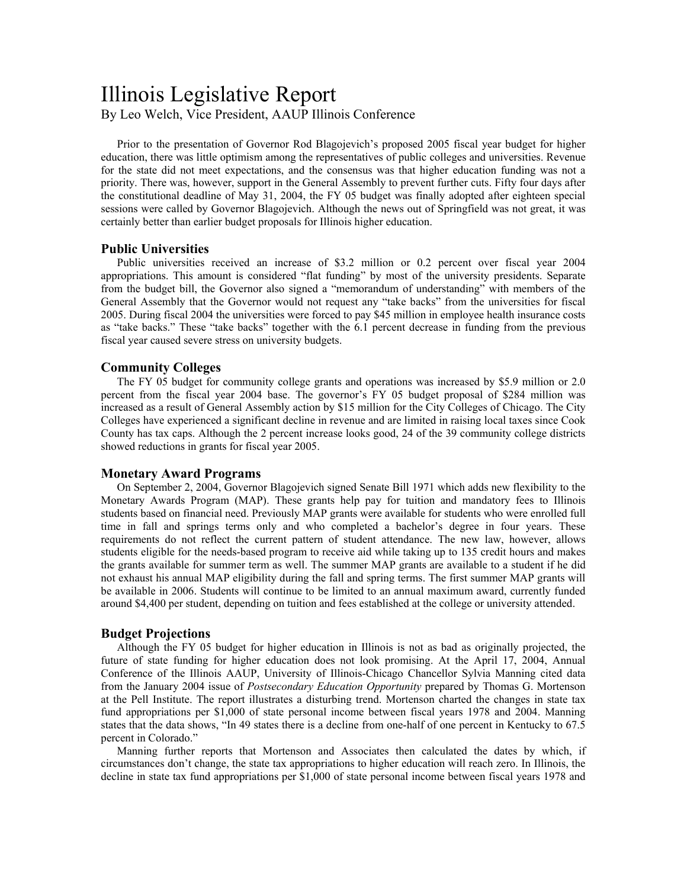# Illinois Legislative Report

By Leo Welch, Vice President, AAUP Illinois Conference

Prior to the presentation of Governor Rod Blagojevich's proposed 2005 fiscal year budget for higher education, there was little optimism among the representatives of public colleges and universities. Revenue for the state did not meet expectations, and the consensus was that higher education funding was not a priority. There was, however, support in the General Assembly to prevent further cuts. Fifty four days after the constitutional deadline of May 31, 2004, the FY 05 budget was finally adopted after eighteen special sessions were called by Governor Blagojevich. Although the news out of Springfield was not great, it was certainly better than earlier budget proposals for Illinois higher education.

### Public Universities

Public universities received an increase of $3.2 million or 0.2 percent over fiscal year 2004 appropriations. This amount is considered "flat funding" by most of the university presidents. Separate from the budget bill, the Governor also signed a "memorandum of understanding" with members of the General Assembly that the Governor would not request any "take backs" from the universities for fiscal 2005. During fiscal 2004 the universities were forced to pay $45 million in employee health insurance costs as "take backs." These "take backs" together with the 6.1 percent decrease in funding from the previous fiscal year caused severe stress on university budgets.

### Community Colleges

The FY 05 budget for community college grants and operations was increased by $5.9 million or 2.0 percent from the fiscal year 2004 base. The governor's FY 05 budget proposal of $284 million was increased as a result of General Assembly action by $15 million for the City Colleges of Chicago. The City Colleges have experienced a significant decline in revenue and are limited in raising local taxes since Cook County has tax caps. Although the 2 percent increase looks good, 24 of the 39 community college districts showed reductions in grants for fiscal year 2005.

### Monetary Award Programs

On September 2, 2004, Governor Blagojevich signed Senate Bill 1971 which adds new flexibility to the Monetary Awards Program (MAP). These grants help pay for tuition and mandatory fees to Illinois students based on financial need. Previously MAP grants were available for students who were enrolled full time in fall and springs terms only and who completed a bachelor's degree in four years. These requirements do not reflect the current pattern of student attendance. The new law, however, allows students eligible for the needs-based program to receive aid while taking up to 135 credit hours and makes the grants available for summer term as well. The summer MAP grants are available to a student if he did not exhaust his annual MAP eligibility during the fall and spring terms. The first summer MAP grants will be available in 2006. Students will continue to be limited to an annual maximum award, currently funded around $4,400 per student, depending on tuition and fees established at the college or university attended.

### Budget Projections

Although the FY 05 budget for higher education in Illinois is not as bad as originally projected, the future of state funding for higher education does not look promising. At the April 17, 2004, Annual Conference of the Illinois AAUP, University of Illinois-Chicago Chancellor Sylvia Manning cited data from the January 2004 issue of *Postsecondary Education Opportunity* prepared by Thomas G. Mortenson at the Pell Institute. The report illustrates a disturbing trend. Mortenson charted the changes in state tax fund appropriations per $1,000 of state personal income between fiscal years 1978 and 2004. Manning states that the data shows, "In 49 states there is a decline from one-half of one percent in Kentucky to 67.5 percent in Colorado."

Manning further reports that Mortenson and Associates then calculated the dates by which, if circumstances don't change, the state tax appropriations to higher education will reach zero. In Illinois, the decline in state tax fund appropriations per $1,000 of state personal income between fiscal years 1978 and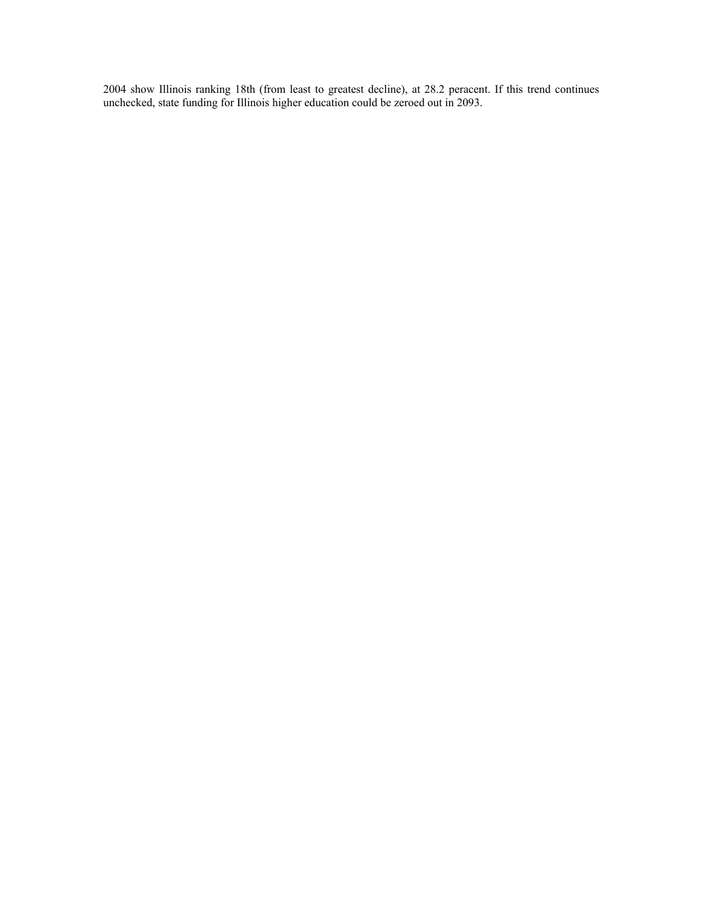2004 show Illinois ranking 18th (from least to greatest decline), at 28.2 peracent. If this trend continues unchecked, state funding for Illinois higher education could be zeroed out in 2093.